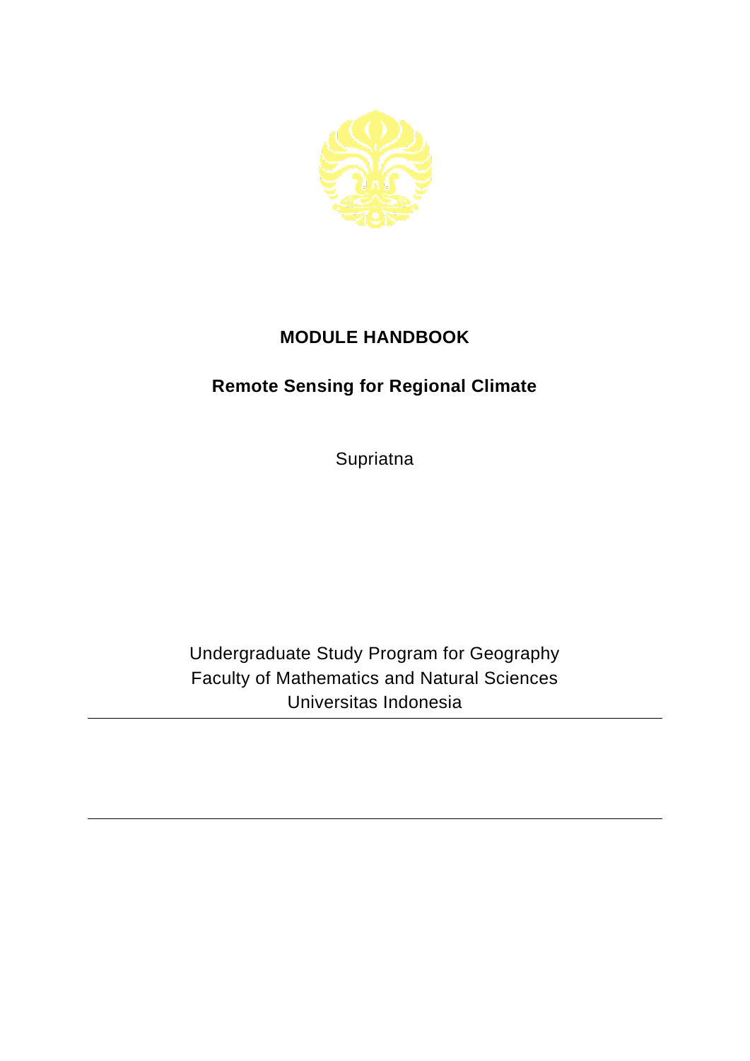# MODULE HANDBOOK

## Remote Sensing for Regional Climate

Supriatna

Undergraduate Study Program for Geography
Faculty of Mathematics and Natural Sciences
Universitas Indonesia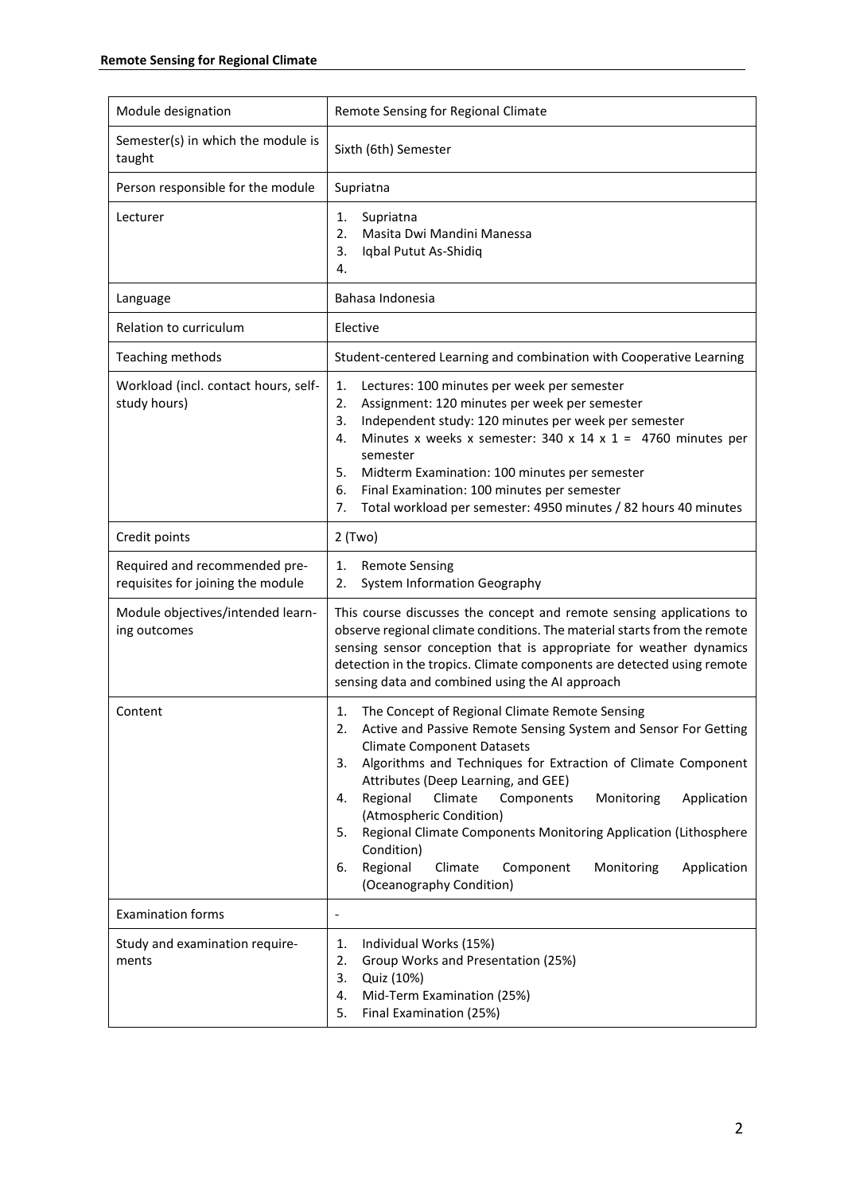| Module designation | Remote Sensing for Regional Climate |
|---|---|
| Semester(s) in which the module is taught | Sixth (6th) Semester |
| Person responsible for the module | Supriatna |
| Lecturer | 1. Supriatna<br>2. Masita Dwi Mandini Manessa<br>3. Iqbal Putut As-Shidiq<br>4. |
| Language | Bahasa Indonesia |
| Relation to curriculum | Elective |
| Teaching methods | Student-centered Learning and combination with Cooperative Learning |
| Workload (incl. contact hours, self-study hours) | 1. Lectures: 100 minutes per week per semester<br>2. Assignment: 120 minutes per week per semester<br>3. Independent study: 120 minutes per week per semester<br>4. Minutes x weeks x semester: 340 x 14 x 1 = 4760 minutes per semester<br>5. Midterm Examination: 100 minutes per semester<br>6. Final Examination: 100 minutes per semester<br>7. Total workload per semester: 4950 minutes / 82 hours 40 minutes |
| Credit points | 2 (Two) |
| Required and recommended pre-requisites for joining the module | 1. Remote Sensing<br>2. System Information Geography |
| Module objectives/intended learning outcomes | This course discusses the concept and remote sensing applications to observe regional climate conditions. The material starts from the remote sensing sensor conception that is appropriate for weather dynamics detection in the tropics. Climate components are detected using remote sensing data and combined using the AI approach |
| Content | 1. The Concept of Regional Climate Remote Sensing<br>2. Active and Passive Remote Sensing System and Sensor For Getting Climate Component Datasets<br>3. Algorithms and Techniques for Extraction of Climate Component Attributes (Deep Learning, and GEE)<br>4. Regional Climate Components Monitoring Application (Atmospheric Condition)<br>5. Regional Climate Components Monitoring Application (Lithosphere Condition)<br>6. Regional Climate Component Monitoring Application (Oceanography Condition) |
| Examination forms | - |
| Study and examination requirements | 1. Individual Works (15%)<br>2. Group Works and Presentation (25%)<br>3. Quiz (10%)<br>4. Mid-Term Examination (25%)<br>5. Final Examination (25%) |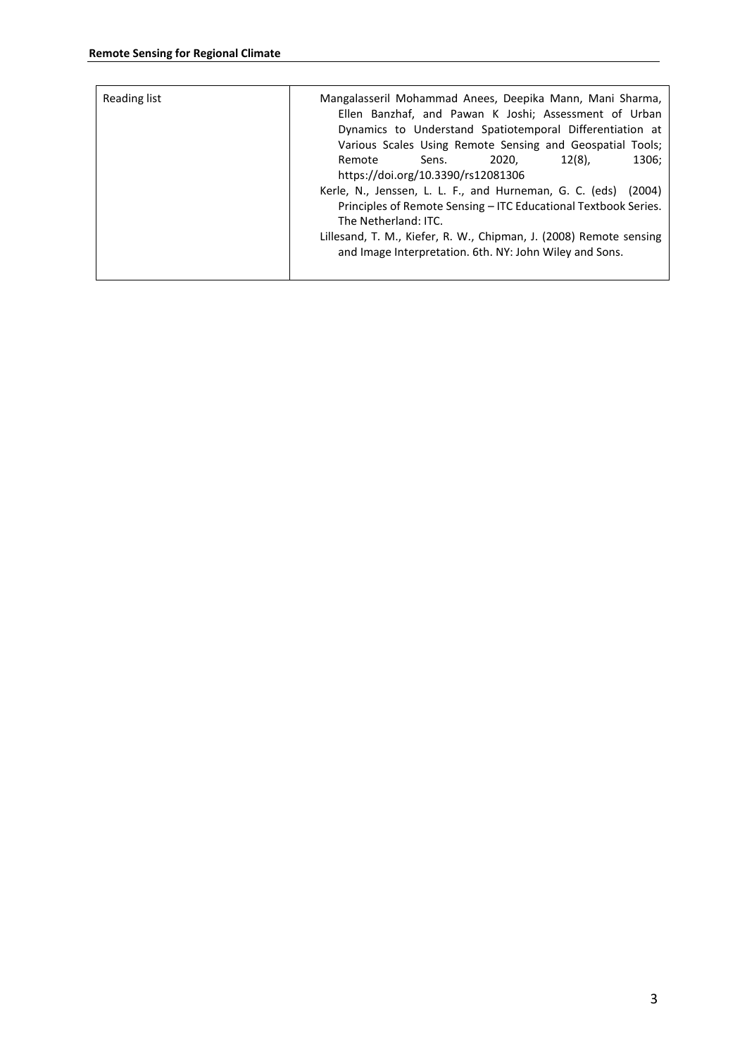| | |
|---|---|
| Reading list | Mangalasseril Mohammad Anees, Deepika Mann, Mani Sharma, Ellen Banzhaf, and Pawan K Joshi; Assessment of Urban Dynamics to Understand Spatiotemporal Differentiation at Various Scales Using Remote Sensing and Geospatial Tools; Remote Sens. 2020, 12(8), 1306; https://doi.org/10.3390/rs12081306<br>Kerle, N., Jenssen, L. L. F., and Hurneman, G. C. (eds) (2004) Principles of Remote Sensing – ITC Educational Textbook Series. The Netherland: ITC.<br>Lillesand, T. M., Kiefer, R. W., Chipman, J. (2008) Remote sensing and Image Interpretation. 6th. NY: John Wiley and Sons. |